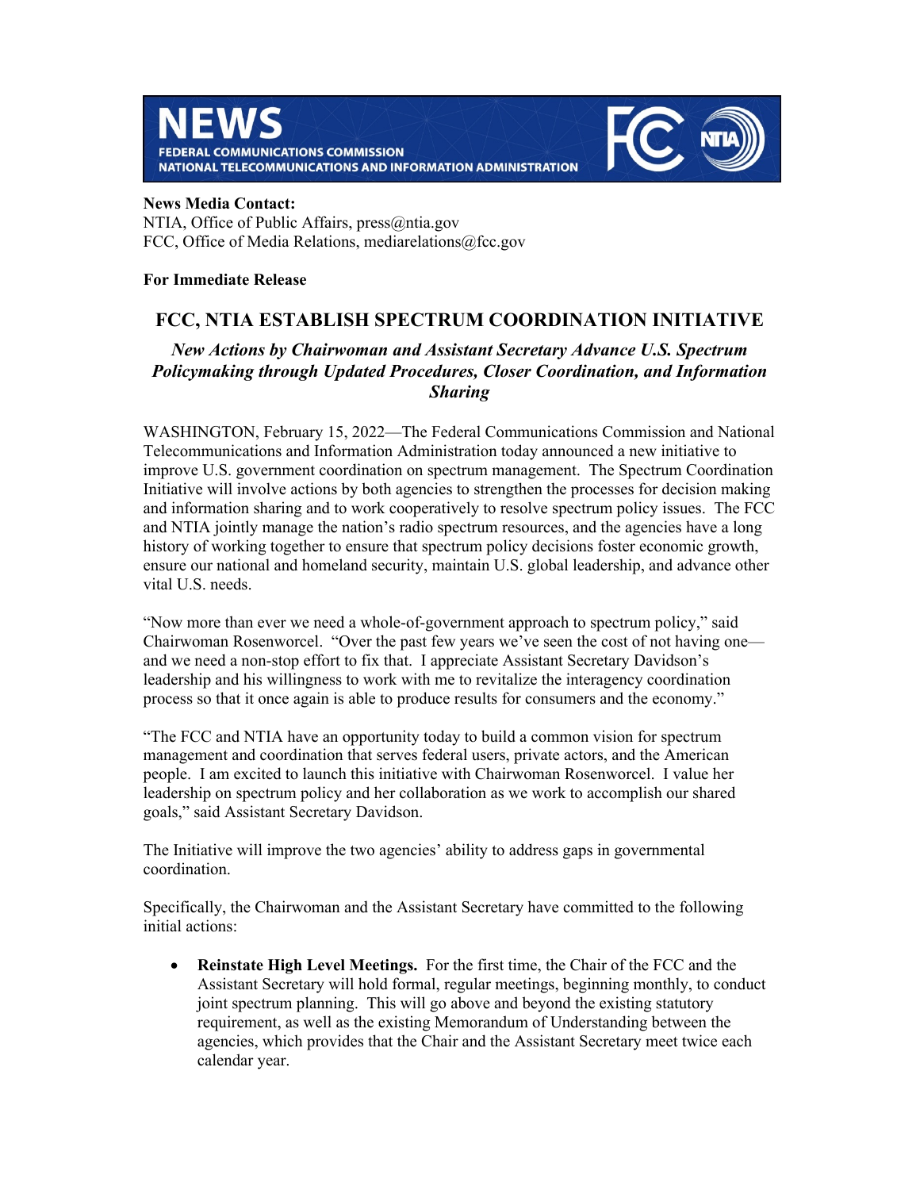# NEWS

FEDERAL COMMUNICATIONS COMMISSION
NATIONAL TELECOMMUNICATIONS AND INFORMATION ADMINISTRATION

**News Media Contact:**
NTIA, Office of Public Affairs, press@ntia.gov
FCC, Office of Media Relations, mediarelations@fcc.gov

**For Immediate Release**

## FCC, NTIA ESTABLISH SPECTRUM COORDINATION INITIATIVE

### *New Actions by Chairwoman and Assistant Secretary Advance U.S. Spectrum Policymaking through Updated Procedures, Closer Coordination, and Information Sharing*

WASHINGTON, February 15, 2022—The Federal Communications Commission and National Telecommunications and Information Administration today announced a new initiative to improve U.S. government coordination on spectrum management. The Spectrum Coordination Initiative will involve actions by both agencies to strengthen the processes for decision making and information sharing and to work cooperatively to resolve spectrum policy issues. The FCC and NTIA jointly manage the nation's radio spectrum resources, and the agencies have a long history of working together to ensure that spectrum policy decisions foster economic growth, ensure our national and homeland security, maintain U.S. global leadership, and advance other vital U.S. needs.

"Now more than ever we need a whole-of-government approach to spectrum policy," said Chairwoman Rosenworcel. "Over the past few years we've seen the cost of not having one—and we need a non-stop effort to fix that. I appreciate Assistant Secretary Davidson's leadership and his willingness to work with me to revitalize the interagency coordination process so that it once again is able to produce results for consumers and the economy."

"The FCC and NTIA have an opportunity today to build a common vision for spectrum management and coordination that serves federal users, private actors, and the American people. I am excited to launch this initiative with Chairwoman Rosenworcel. I value her leadership on spectrum policy and her collaboration as we work to accomplish our shared goals," said Assistant Secretary Davidson.

The Initiative will improve the two agencies' ability to address gaps in governmental coordination.

Specifically, the Chairwoman and the Assistant Secretary have committed to the following initial actions:

- **Reinstate High Level Meetings.** For the first time, the Chair of the FCC and the Assistant Secretary will hold formal, regular meetings, beginning monthly, to conduct joint spectrum planning. This will go above and beyond the existing statutory requirement, as well as the existing Memorandum of Understanding between the agencies, which provides that the Chair and the Assistant Secretary meet twice each calendar year.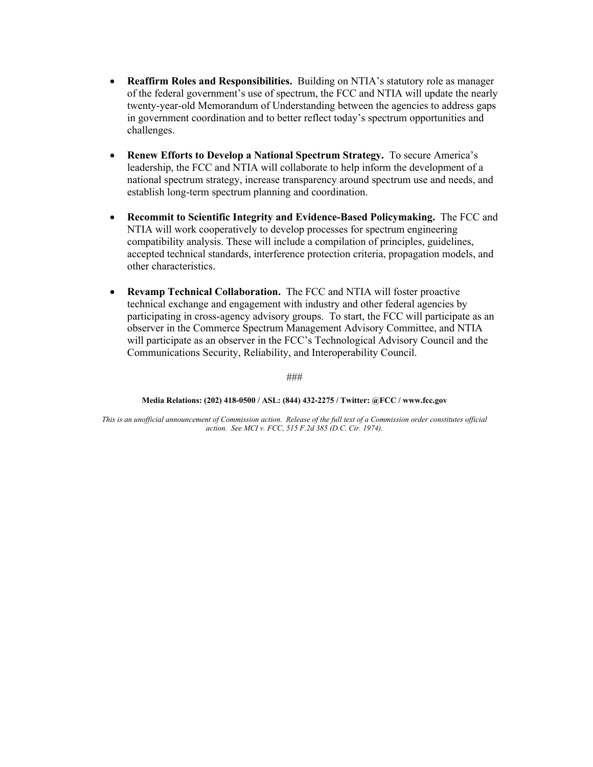- **Reaffirm Roles and Responsibilities.** Building on NTIA's statutory role as manager of the federal government's use of spectrum, the FCC and NTIA will update the nearly twenty-year-old Memorandum of Understanding between the agencies to address gaps in government coordination and to better reflect today's spectrum opportunities and challenges.

- **Renew Efforts to Develop a National Spectrum Strategy.** To secure America's leadership, the FCC and NTIA will collaborate to help inform the development of a national spectrum strategy, increase transparency around spectrum use and needs, and establish long-term spectrum planning and coordination.

- **Recommit to Scientific Integrity and Evidence-Based Policymaking.** The FCC and NTIA will work cooperatively to develop processes for spectrum engineering compatibility analysis. These will include a compilation of principles, guidelines, accepted technical standards, interference protection criteria, propagation models, and other characteristics.

- **Revamp Technical Collaboration.** The FCC and NTIA will foster proactive technical exchange and engagement with industry and other federal agencies by participating in cross-agency advisory groups. To start, the FCC will participate as an observer in the Commerce Spectrum Management Advisory Committee, and NTIA will participate as an observer in the FCC's Technological Advisory Council and the Communications Security, Reliability, and Interoperability Council.

###

**Media Relations: (202) 418-0500 / ASL: (844) 432-2275 / Twitter: @FCC / www.fcc.gov**

*This is an unofficial announcement of Commission action. Release of the full text of a Commission order constitutes official action. See MCI v. FCC, 515 F.2d 385 (D.C. Cir. 1974).*